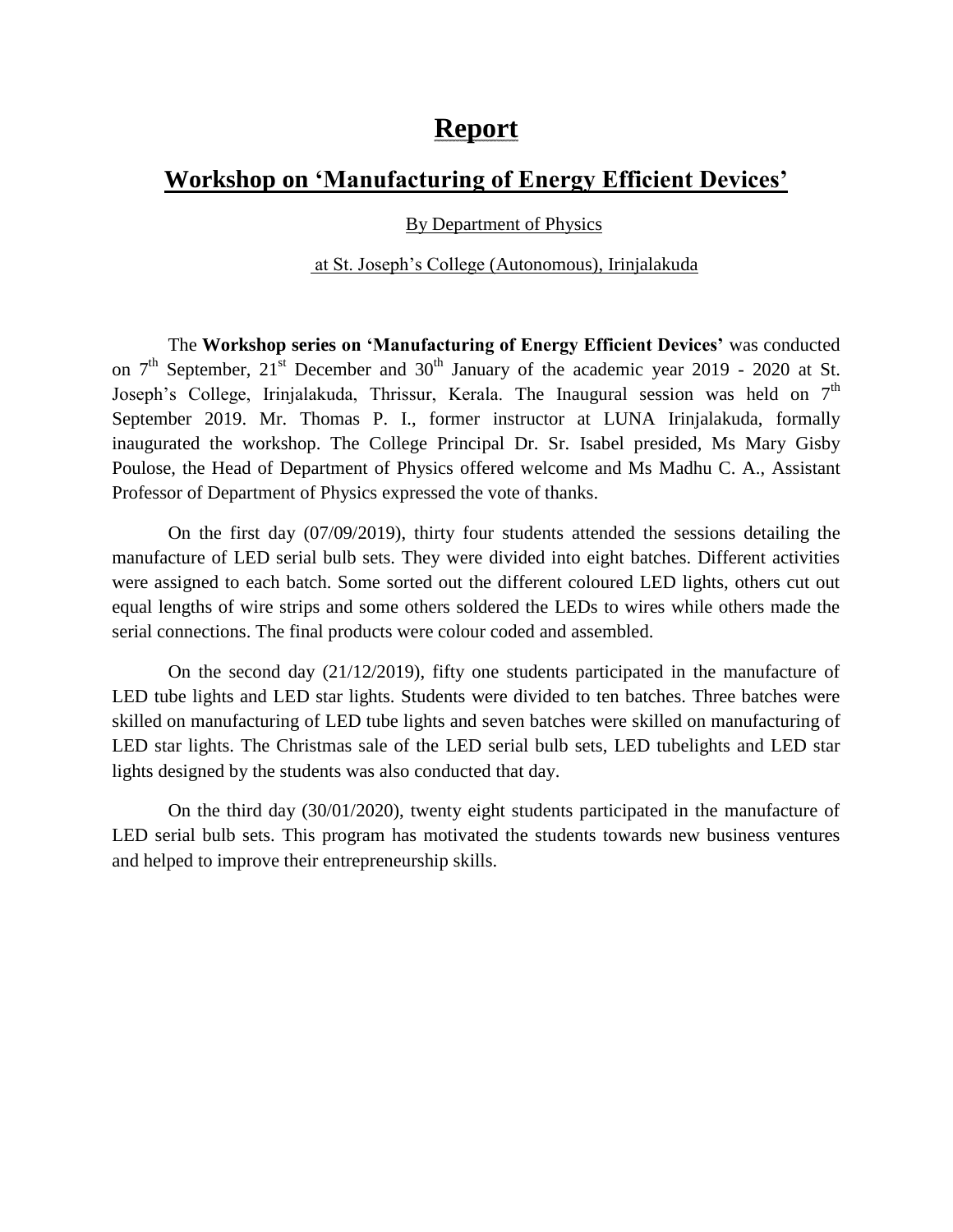# Report

## Workshop on 'Manufacturing of Energy Efficient Devices'

By Department of Physics

at St. Joseph's College (Autonomous), Irinjalakuda

The **Workshop series on 'Manufacturing of Energy Efficient Devices'** was conducted on 7th September, 21st December and 30th January of the academic year 2019 - 2020 at St. Joseph's College, Irinjalakuda, Thrissur, Kerala. The Inaugural session was held on 7th September 2019. Mr. Thomas P. I., former instructor at LUNA Irinjalakuda, formally inaugurated the workshop. The College Principal Dr. Sr. Isabel presided, Ms Mary Gisby Poulose, the Head of Department of Physics offered welcome and Ms Madhu C. A., Assistant Professor of Department of Physics expressed the vote of thanks.

On the first day (07/09/2019), thirty four students attended the sessions detailing the manufacture of LED serial bulb sets. They were divided into eight batches. Different activities were assigned to each batch. Some sorted out the different coloured LED lights, others cut out equal lengths of wire strips and some others soldered the LEDs to wires while others made the serial connections. The final products were colour coded and assembled.

On the second day (21/12/2019), fifty one students participated in the manufacture of LED tube lights and LED star lights. Students were divided to ten batches. Three batches were skilled on manufacturing of LED tube lights and seven batches were skilled on manufacturing of LED star lights. The Christmas sale of the LED serial bulb sets, LED tubelights and LED star lights designed by the students was also conducted that day.

On the third day (30/01/2020), twenty eight students participated in the manufacture of LED serial bulb sets. This program has motivated the students towards new business ventures and helped to improve their entrepreneurship skills.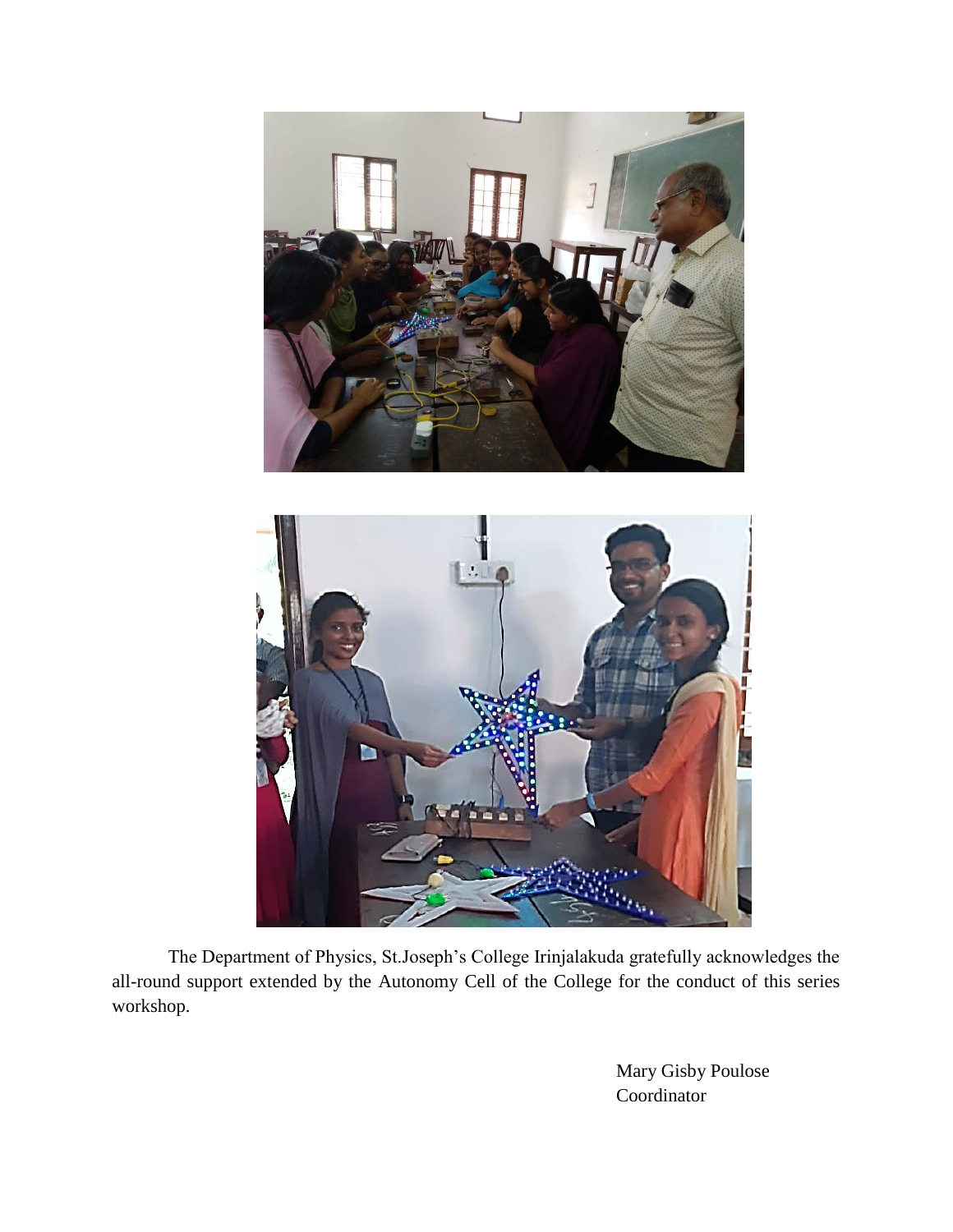The Department of Physics, St.Joseph's College Irinjalakuda gratefully acknowledges the all-round support extended by the Autonomy Cell of the College for the conduct of this series workshop.

Mary Gisby Poulose
Coordinator